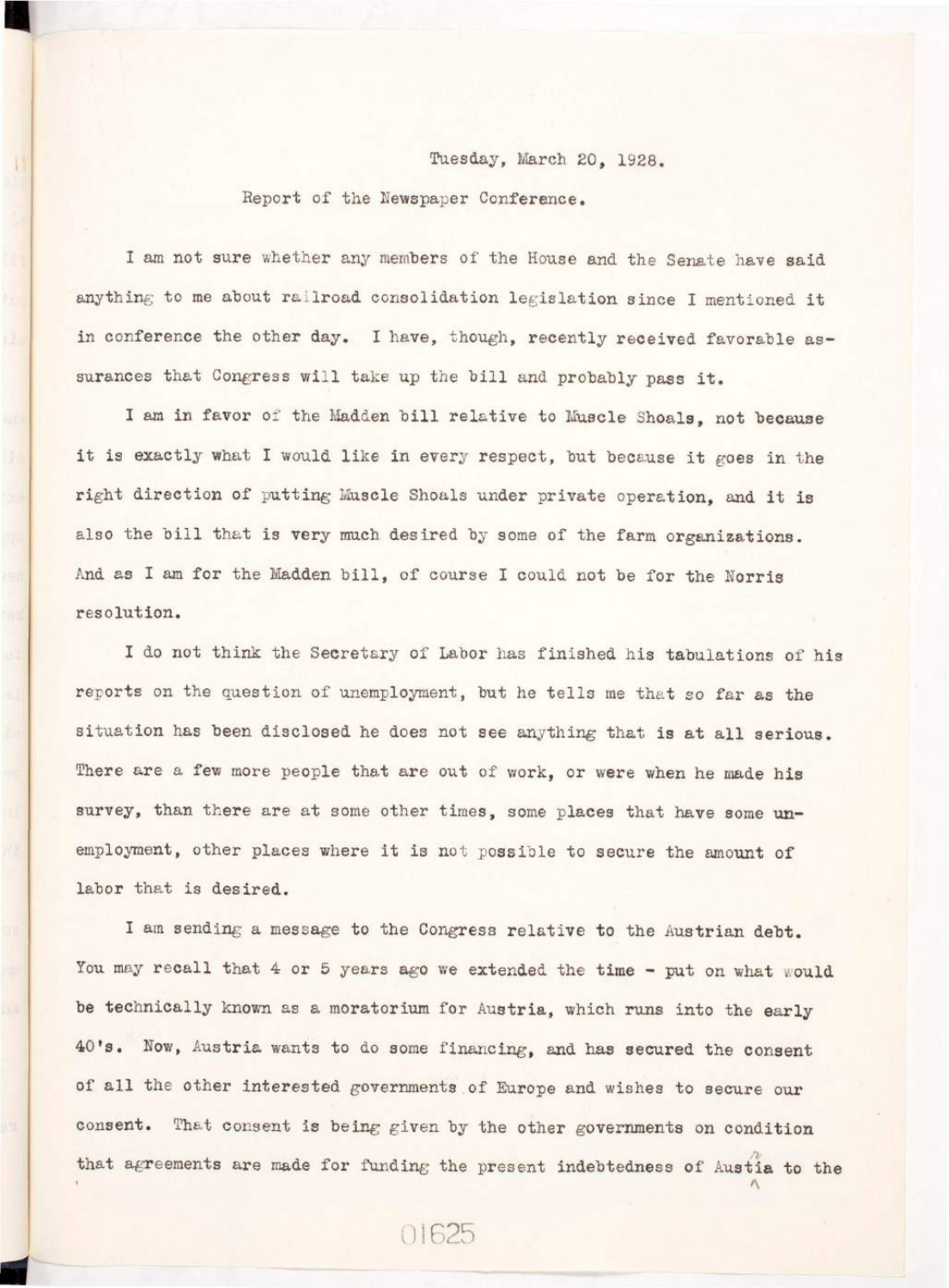Tuesday, March 20, 1928.

Report of the Newspaper Conference.

I am not sure whether any members of the House and the Senate have said anything to me about railroad consolidation legislation since I mentioned it in conference the other day. I have, though, recently received favorable assurances that Congress will take up the bill and probably pass it.

I am in favor of the Madden bill relative to Muscle Shoals, not because it is exactly what I would like in every respect, but because it goes in the right direction of putting Muscle Shoals under private operation, and it is also the bill that is very much desired by some of the farm organizations. And as I am for the Madden bill, of course I could not be for the Norris resolution.

I do not think the Secretary of Labor has finished his tabulations of his reports on the question of unemployment, but he tells me that so far as the situation has been disclosed he does not see anything that is at all serious. There are a few more people that are out of work, or were when he made his survey, than there are at some other times, some places that have some unemployment, other places where it is not possible to secure the amount of labor that is desired.

I am sending a message to the Congress relative to the Austrian debt. You may recall that 4 or 5 years ago we extended the time - put on what would be technically known as a moratorium for Austria, which runs into the early 40's. Now, Austria wants to do some financing, and has secured the consent of all the other interested governments of Europe and wishes to secure our consent. That consent is being given by the other governments on condition that agreements are made for funding the present indebtedness of Austria to the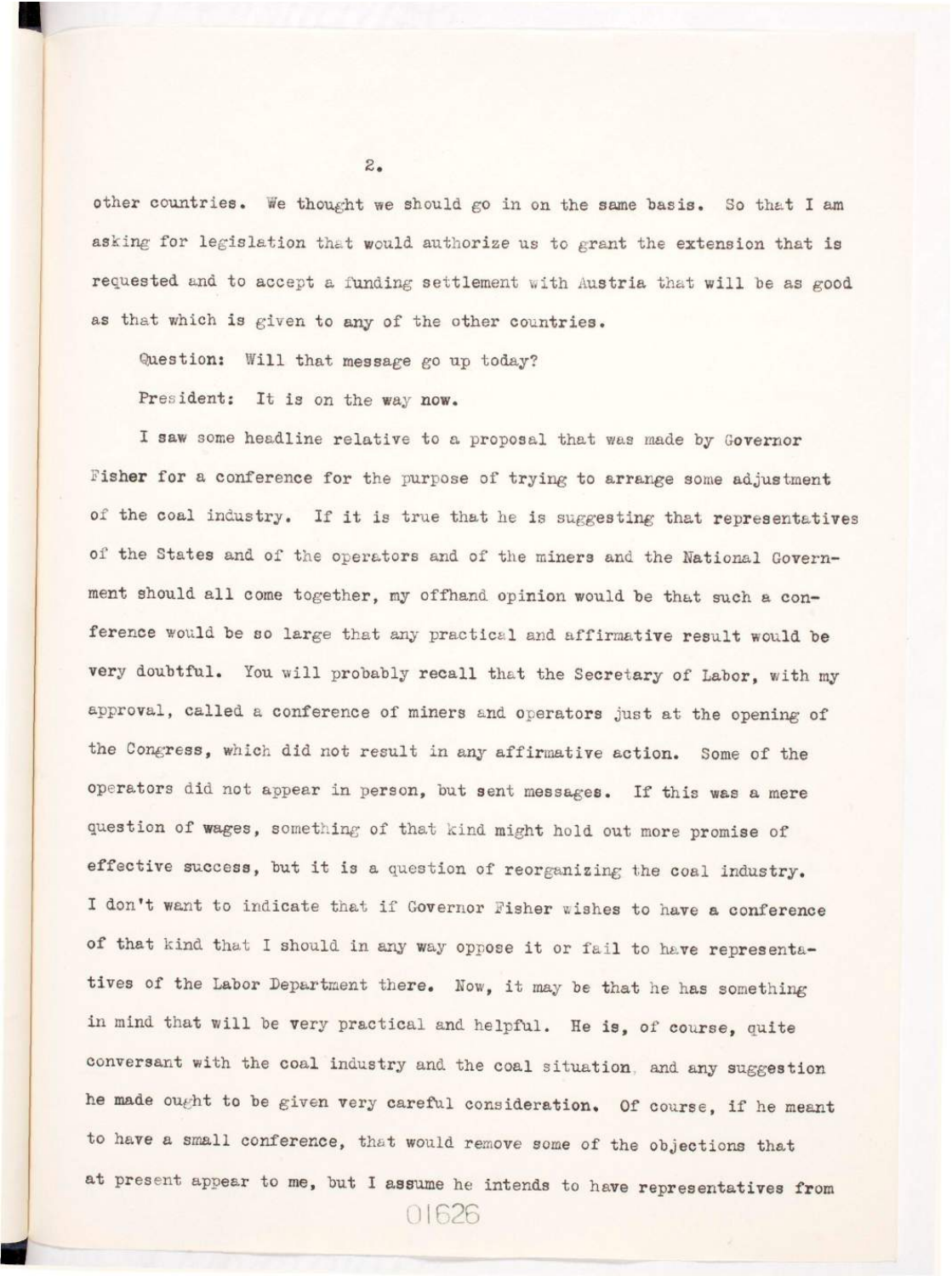other countries. We thought we should go in on the same basis. So that I am asking for legislation that would authorize us to grant the extension that is requested and to accept a funding settlement with Austria that will be as good as that which is given to any of the other countries.

Question: Will that message go up today?

President: It is on the way now.

I saw some headline relative to a proposal that was made by Governor Fisher for a conference for the purpose of trying to arrange some adjustment of the coal industry. If it is true that he is suggesting that representatives of the States and of the operators and of the miners and the National Government should all come together, my offhand opinion would be that such a conference would be so large that any practical and affirmative result would be very doubtful. You will probably recall that the Secretary of Labor, with my approval, called a conference of miners and operators just at the opening of the Congress, which did not result in any affirmative action. Some of the operators did not appear in person, but sent messages. If this was a mere question of wages, something of that kind might hold out more promise of effective success, but it is a question of reorganizing the coal industry. I don't want to indicate that if Governor Fisher wishes to have a conference of that kind that I should in any way oppose it or fail to have representatives of the Labor Department there. Now, it may be that he has something in mind that will be very practical and helpful. He is, of course, quite conversant with the coal industry and the coal situation, and any suggestion he made ought to be given very careful consideration. Of course, if he meant to have a small conference, that would remove some of the objections that at present appear to me, but I assume he intends to have representatives from

01626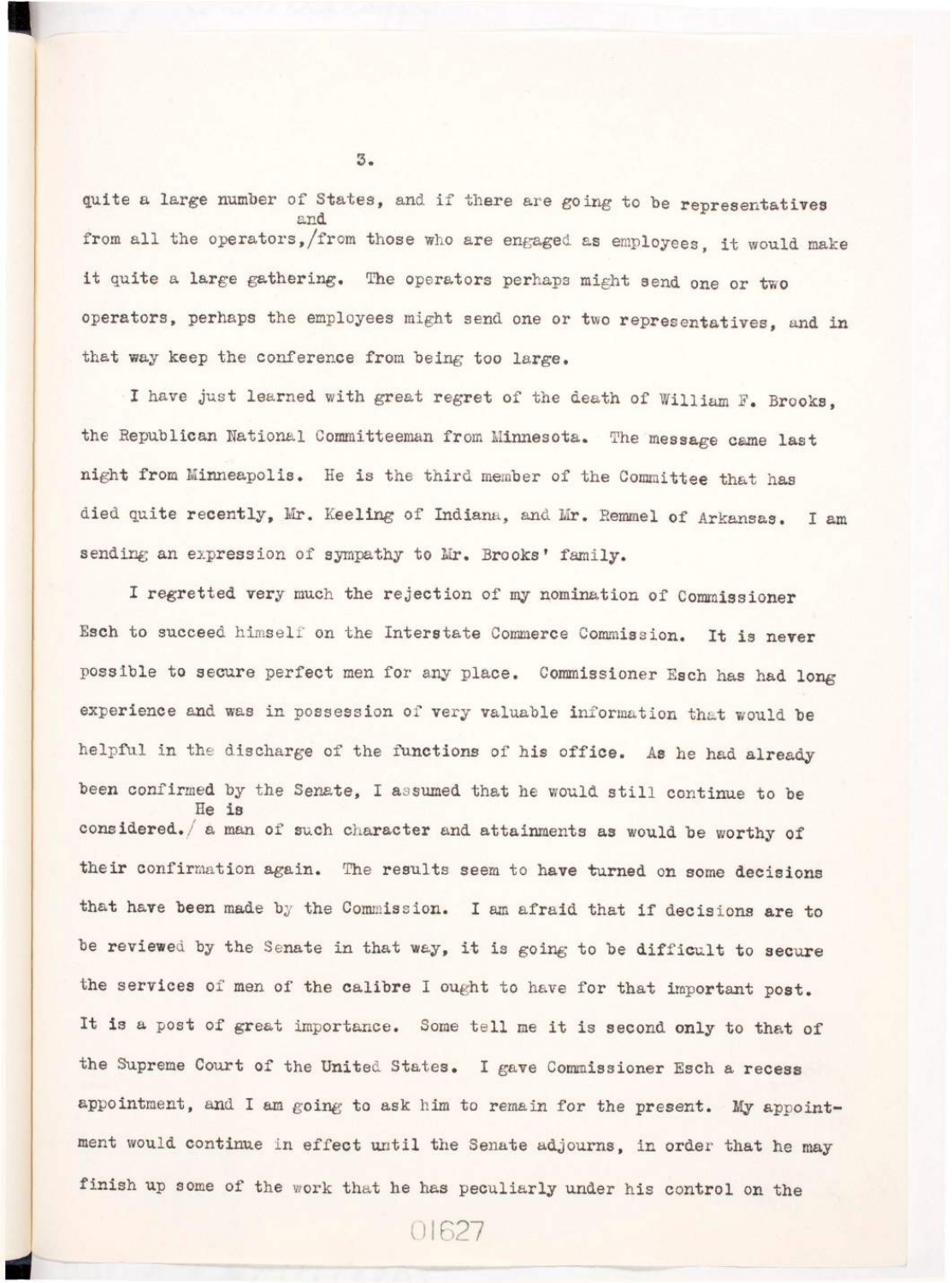quite a large number of States, and if there are going to be representatives from all the operators, and from those who are engaged as employees, it would make it quite a large gathering. The operators perhaps might send one or two operators, perhaps the employees might send one or two representatives, and in that way keep the conference from being too large.

I have just learned with great regret of the death of William F. Brooks, the Republican National Committeeman from Minnesota. The message came last night from Minneapolis. He is the third member of the Committee that has died quite recently, Mr. Keeling of Indiana, and Mr. Remmel of Arkansas. I am sending an expression of sympathy to Mr. Brooks' family.

I regretted very much the rejection of my nomination of Commissioner Esch to succeed himself on the Interstate Commerce Commission. It is never possible to secure perfect men for any place. Commissioner Esch has had long experience and was in possession of very valuable information that would be helpful in the discharge of the functions of his office. As he had already been confirmed by the Senate, I assumed that he would still continue to be considered. He is a man of such character and attainments as would be worthy of their confirmation again. The results seem to have turned on some decisions that have been made by the Commission. I am afraid that if decisions are to be reviewed by the Senate in that way, it is going to be difficult to secure the services of men of the calibre I ought to have for that important post. It is a post of great importance. Some tell me it is second only to that of the Supreme Court of the United States. I gave Commissioner Esch a recess appointment, and I am going to ask him to remain for the present. My appointment would continue in effect until the Senate adjourns, in order that he may finish up some of the work that he has peculiarly under his control on the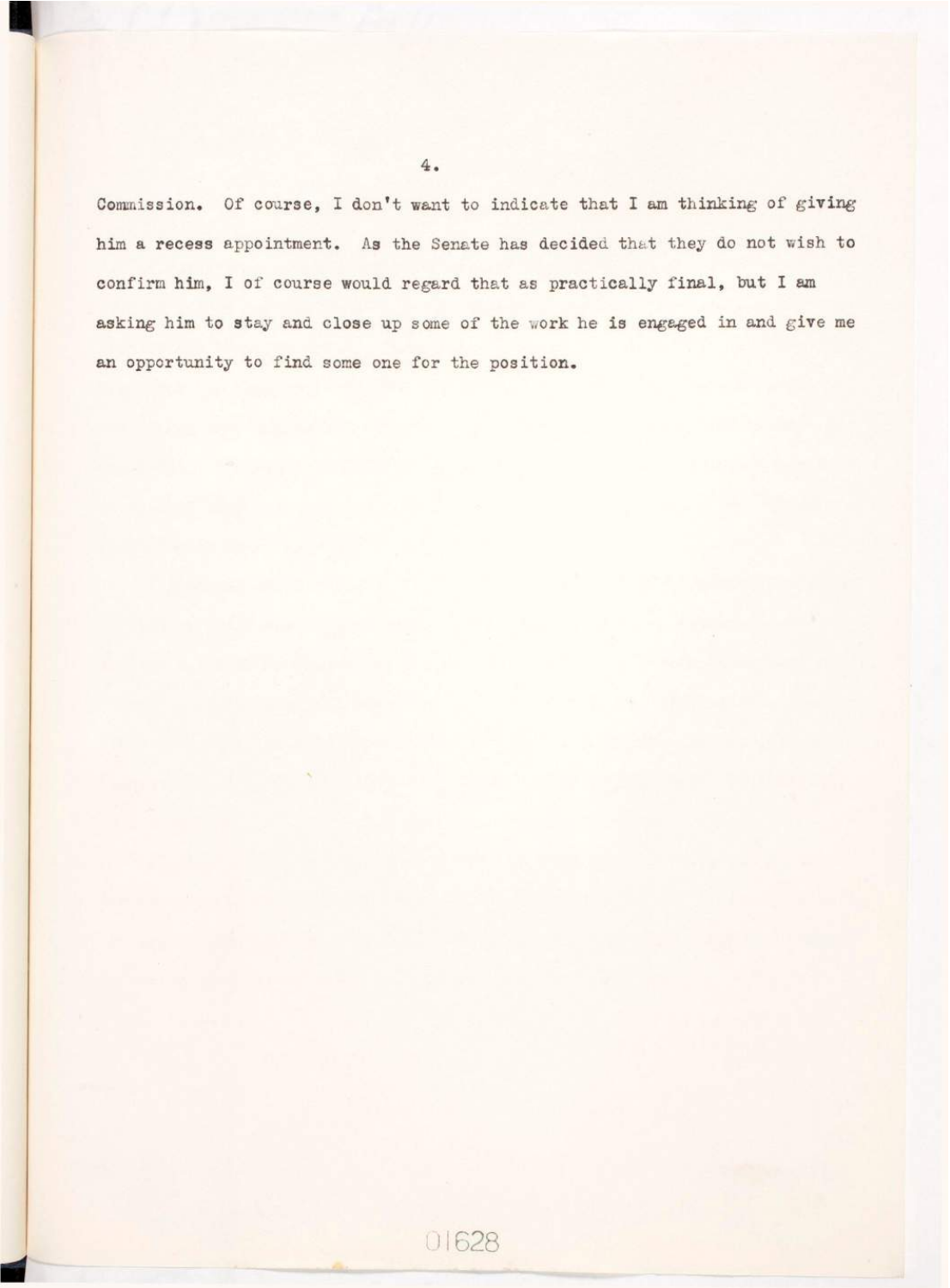Commission. Of course, I don't want to indicate that I am thinking of giving him a recess appointment. As the Senate has decided that they do not wish to confirm him, I of course would regard that as practically final, but I am asking him to stay and close up some of the work he is engaged in and give me an opportunity to find some one for the position.